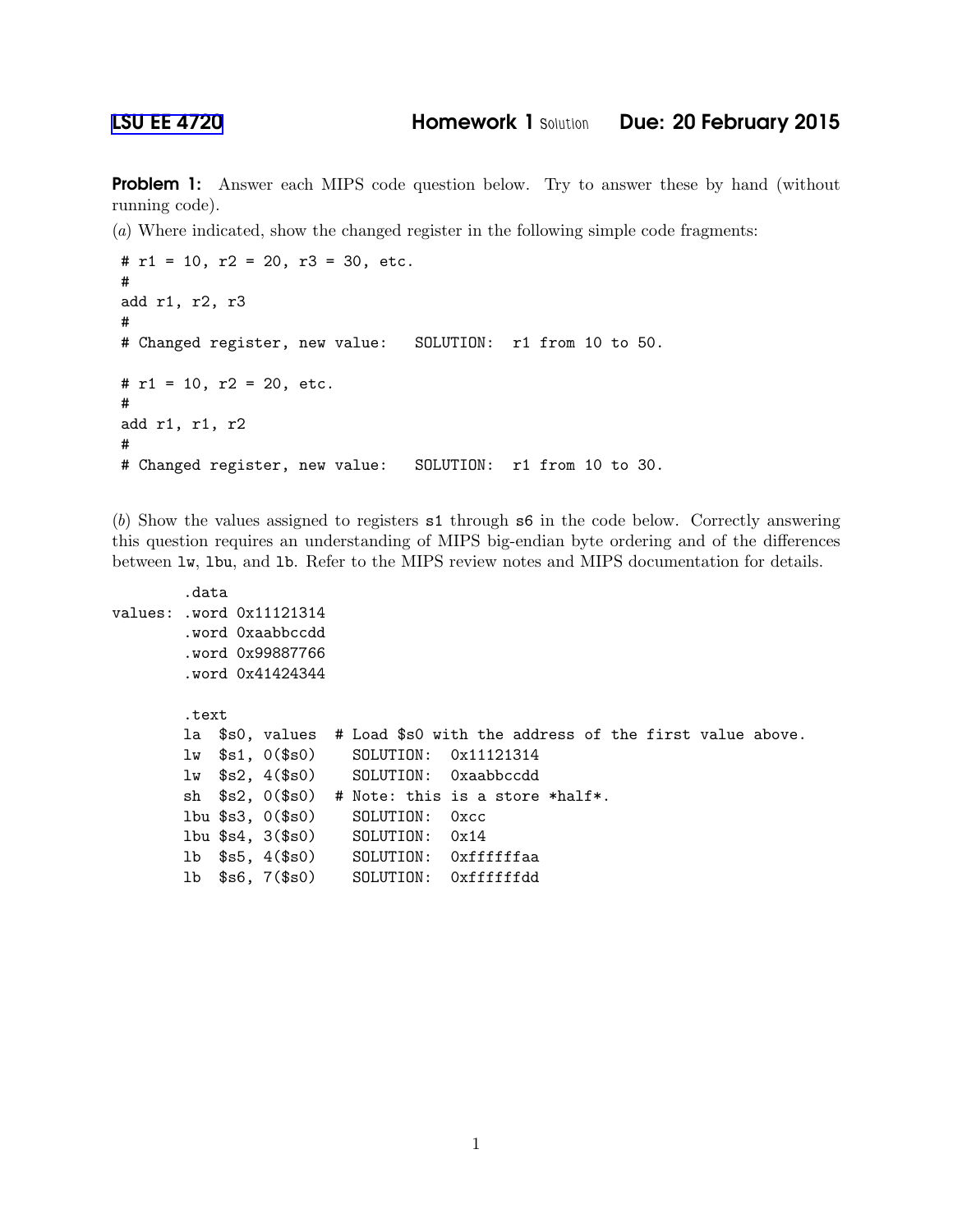## LSU EE 4720 Homework 1 Solution Due: 20 February 2015

**Problem 1:** Answer each MIPS code question below. Try to answer these by hand (without running code).

(*a*) Where indicated, show the changed register in the following simple code fragments:

```
# r1 = 10, r2 = 20, r3 = 30, etc.
#
add r1, r2, r3
#
# Changed register, new value:   SOLUTION:  r1 from 10 to 50.

# r1 = 10, r2 = 20, etc.
#
add r1, r1, r2
#
# Changed register, new value:   SOLUTION:  r1 from 10 to 30.
```

(*b*) Show the values assigned to registers s1 through s6 in the code below. Correctly answering this question requires an understanding of MIPS big-endian byte ordering and of the differences between lw, lbu, and lb. Refer to the MIPS review notes and MIPS documentation for details.

```
        .data
values: .word 0x11121314
        .word 0xaabbccdd
        .word 0x99887766
        .word 0x41424344

        .text
        la  $s0, values  # Load $s0 with the address of the first value above.
        lw  $s1, 0($s0)    SOLUTION:  0x11121314
        lw  $s2, 4($s0)    SOLUTION:  0xaabbccdd
        sh  $s2, 0($s0)  # Note: this is a store *half*.
        lbu $s3, 0($s0)    SOLUTION:  0xcc
        lbu $s4, 3($s0)    SOLUTION:  0x14
        lb  $s5, 4($s0)    SOLUTION:  0xffffffaa
        lb  $s6, 7($s0)    SOLUTION:  0xffffffdd
```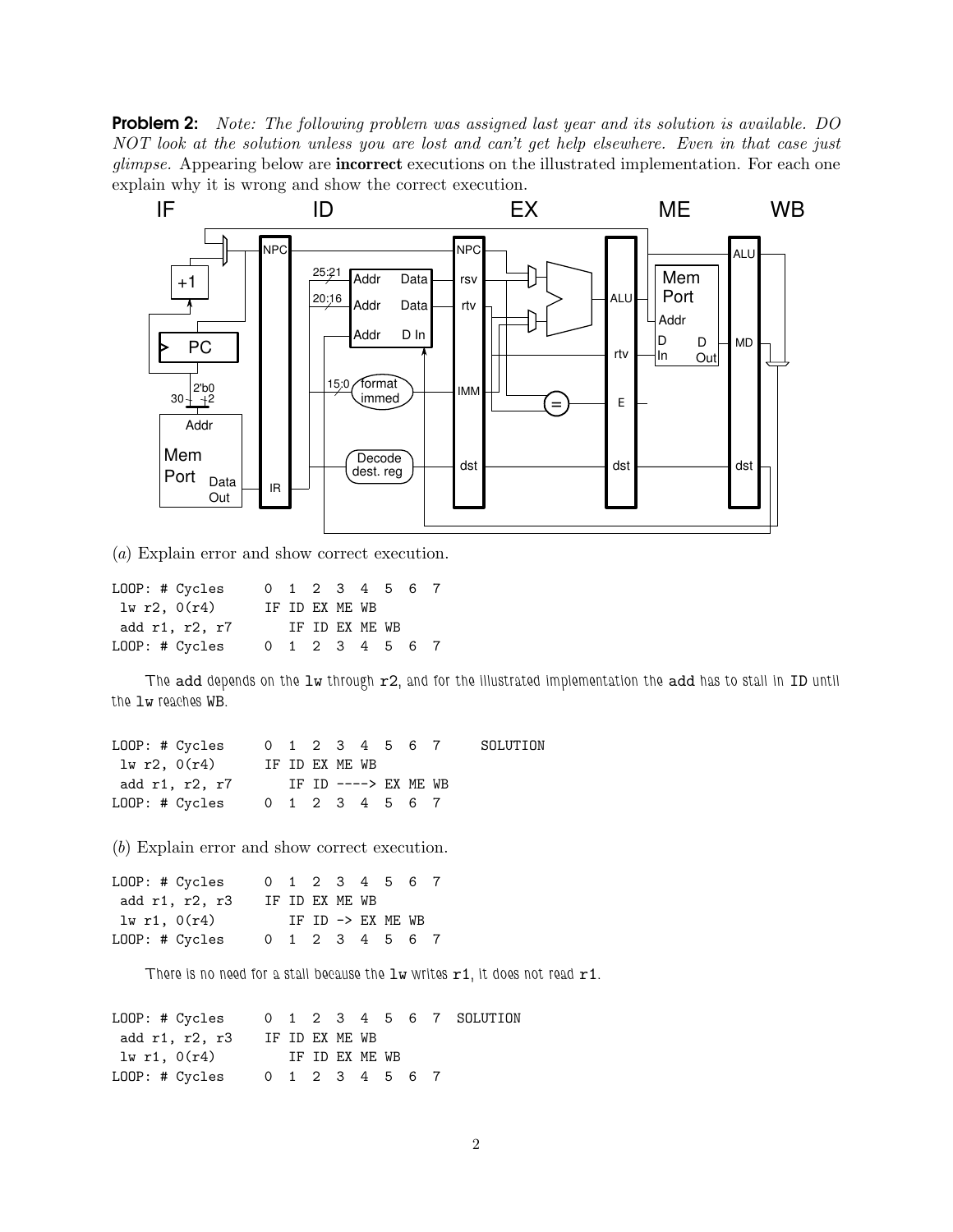**Problem 2:** *Note: The following problem was assigned last year and its solution is available. DO NOT look at the solution unless you are lost and can't get help elsewhere. Even in that case just glimpse.* Appearing below are **incorrect** executions on the illustrated implementation. For each one explain why it is wrong and show the correct execution.

(*a*) Explain error and show correct execution.

```
LOOP: # Cycles     0  1  2  3  4  5  6  7
 lw r2, 0(r4)      IF ID EX ME WB
 add r1, r2, r7       IF ID EX ME WB
LOOP: # Cycles     0  1  2  3  4  5  6  7
```

The add depends on the lw through r2, and for the illustrated implementation the add has to stall in ID until the lw reaches WB.

```
LOOP: # Cycles     0  1  2  3  4  5  6  7     SOLUTION
 lw r2, 0(r4)      IF ID EX ME WB
 add r1, r2, r7       IF ID ----> EX ME WB
LOOP: # Cycles     0  1  2  3  4  5  6  7
```

(*b*) Explain error and show correct execution.

```
LOOP: # Cycles     0  1  2  3  4  5  6  7
 add r1, r2, r3    IF ID EX ME WB
 lw r1, 0(r4)         IF ID -> EX ME WB
LOOP: # Cycles     0  1  2  3  4  5  6  7
```

There is no need for a stall because the lw writes r1, it does not read r1.

```
LOOP: # Cycles     0  1  2  3  4  5  6  7  SOLUTION
 add r1, r2, r3    IF ID EX ME WB
 lw r1, 0(r4)         IF ID EX ME WB
LOOP: # Cycles     0  1  2  3  4  5  6  7
```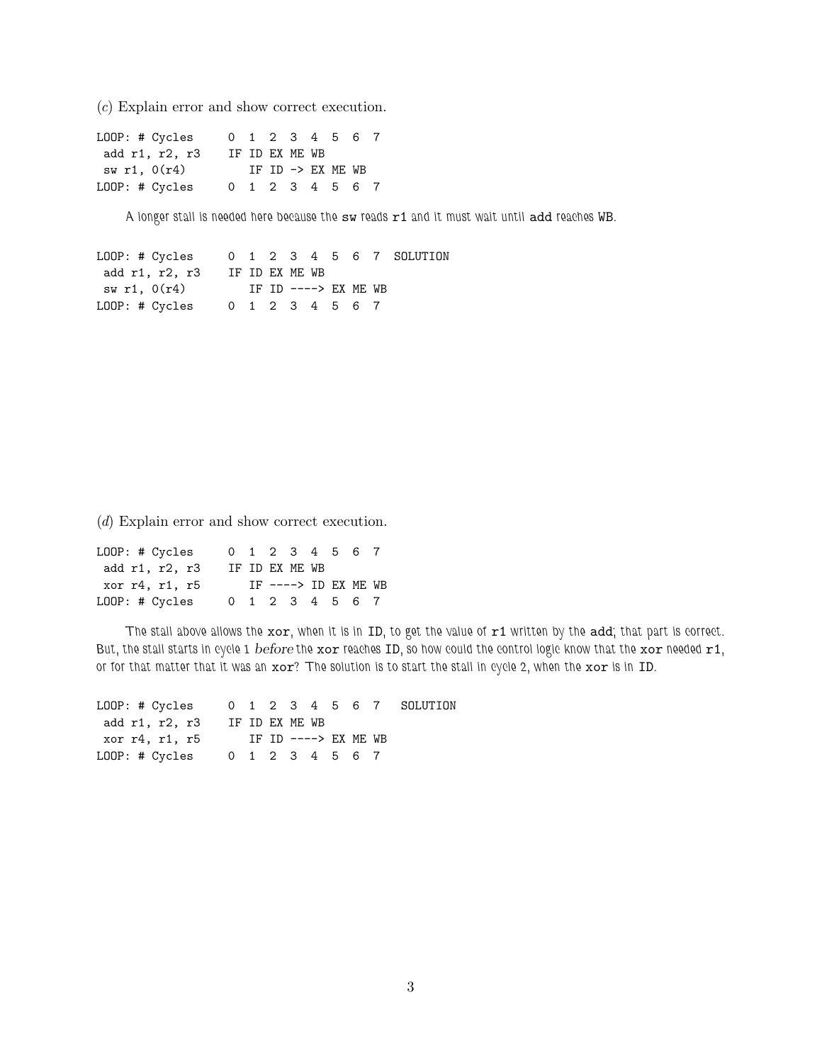(*c*) Explain error and show correct execution.

```
LOOP: # Cycles     0  1  2  3  4  5  6  7
 add r1, r2, r3    IF ID EX ME WB
 sw r1, 0(r4)         IF ID -> EX ME WB
LOOP: # Cycles     0  1  2  3  4  5  6  7
```

A longer stall is needed here because the `sw` reads `r1` and it must wait until `add` reaches `WB`.

```
LOOP: # Cycles     0  1  2  3  4  5  6  7  SOLUTION
 add r1, r2, r3    IF ID EX ME WB
 sw r1, 0(r4)         IF ID ----> EX ME WB
LOOP: # Cycles     0  1  2  3  4  5  6  7
```

(*d*) Explain error and show correct execution.

```
LOOP: # Cycles     0  1  2  3  4  5  6  7
 add r1, r2, r3    IF ID EX ME WB
 xor r4, r1, r5       IF ----> ID EX ME WB
LOOP: # Cycles     0  1  2  3  4  5  6  7
```

The stall above allows the `xor`, when it is in `ID`, to get the value of `r1` written by the `add`; that part is correct. But, the stall starts in cycle 1 *before* the `xor` reaches `ID`, so how could the control logic know that the `xor` needed `r1`, or for that matter that it was an `xor`? The solution is to start the stall in cycle 2, when the `xor` is in `ID`.

```
LOOP: # Cycles     0  1  2  3  4  5  6  7   SOLUTION
 add r1, r2, r3    IF ID EX ME WB
 xor r4, r1, r5       IF ID ----> EX ME WB
LOOP: # Cycles     0  1  2  3  4  5  6  7
```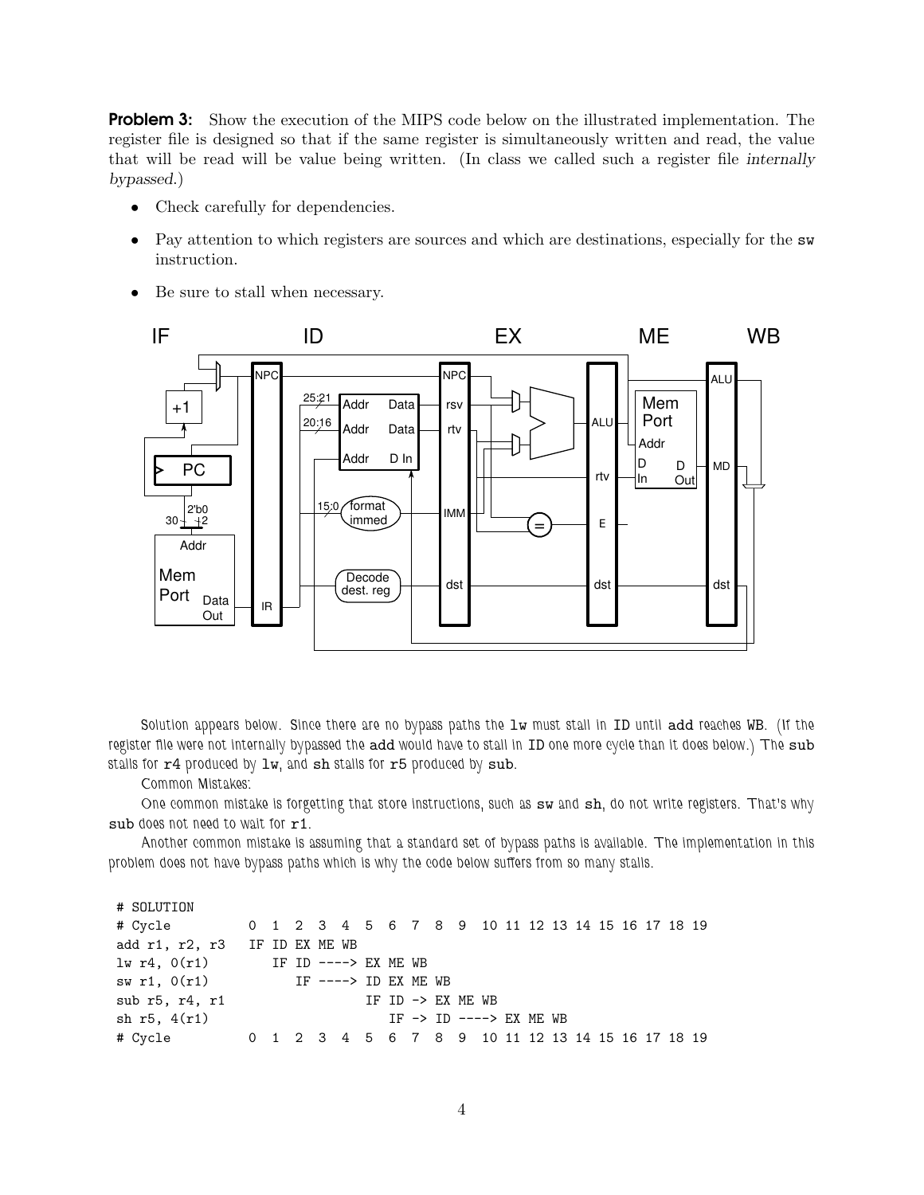**Problem 3:** Show the execution of the MIPS code below on the illustrated implementation. The register file is designed so that if the same register is simultaneously written and read, the value that will be read will be value being written. (In class we called such a register file *internally bypassed*.)

- Check carefully for dependencies.
- Pay attention to which registers are sources and which are destinations, especially for the `sw` instruction.
- Be sure to stall when necessary.

Solution appears below. Since there are no bypass paths the `lw` must stall in ID until `add` reaches WB. (If the register file were not internally bypassed the `add` would have to stall in ID one more cycle than it does below.) The `sub` stalls for `r4` produced by `lw`, and `sh` stalls for `r5` produced by `sub`.

Common Mistakes:

One common mistake is forgetting that store instructions, such as `sw` and `sh`, do not write registers. That's why `sub` does not need to wait for `r1`.

Another common mistake is assuming that a standard set of bypass paths is available. The implementation in this problem does not have bypass paths which is why the code below suffers from so many stalls.

```
# SOLUTION
# Cycle          0  1  2  3  4  5  6  7  8  9  10 11 12 13 14 15 16 17 18 19
add r1, r2, r3   IF ID EX ME WB
lw r4, 0(r1)        IF ID ----> EX ME WB
sw r1, 0(r1)           IF ----> ID EX ME WB
sub r5, r4, r1                  IF ID -> EX ME WB
sh r5, 4(r1)                       IF -> ID ----> EX ME WB
# Cycle          0  1  2  3  4  5  6  7  8  9  10 11 12 13 14 15 16 17 18 19
```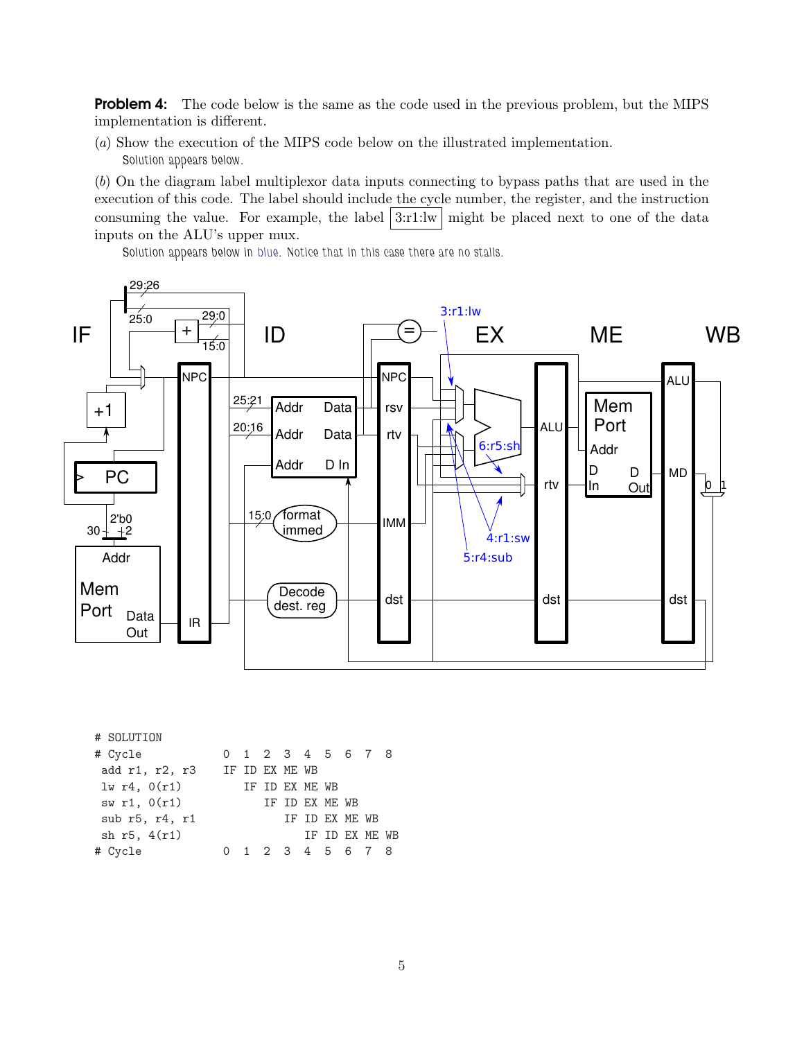**Problem 4:** The code below is the same as the code used in the previous problem, but the MIPS implementation is different.

(*a*) Show the execution of the MIPS code below on the illustrated implementation.

Solution appears below.

(*b*) On the diagram label multiplexor data inputs connecting to bypass paths that are used in the execution of this code. The label should include the cycle number, the register, and the instruction consuming the value. For example, the label 3:r1:lw might be placed next to one of the data inputs on the ALU's upper mux.

Solution appears below in blue. Notice that in this case there are no stalls.

29:26
25:0
29:0
15:0
IF
ID
EX
ME
WB
3:r1:lw
NPC
NPC
25:21
Addr
Data
rsv
20:16
Addr
Data
rtv
Addr
D In
6:r5:sh
ALU
Mem Port
Addr
D In
D Out
ALU
MD
rtv
+1
PC
2'b0
30
2
15:0
format immed
IMM
4:r1:sw
5:r4:sub
Addr
Mem Port
Data Out
IR
Decode dest. reg
dst
dst
dst
0
1

```
# SOLUTION
# Cycle           0  1  2  3  4  5  6  7  8
 add r1, r2, r3   IF ID EX ME WB
 lw r4, 0(r1)        IF ID EX ME WB
 sw r1, 0(r1)           IF ID EX ME WB
 sub r5, r4, r1            IF ID EX ME WB
 sh r5, 4(r1)                 IF ID EX ME WB
# Cycle           0  1  2  3  4  5  6  7  8
```